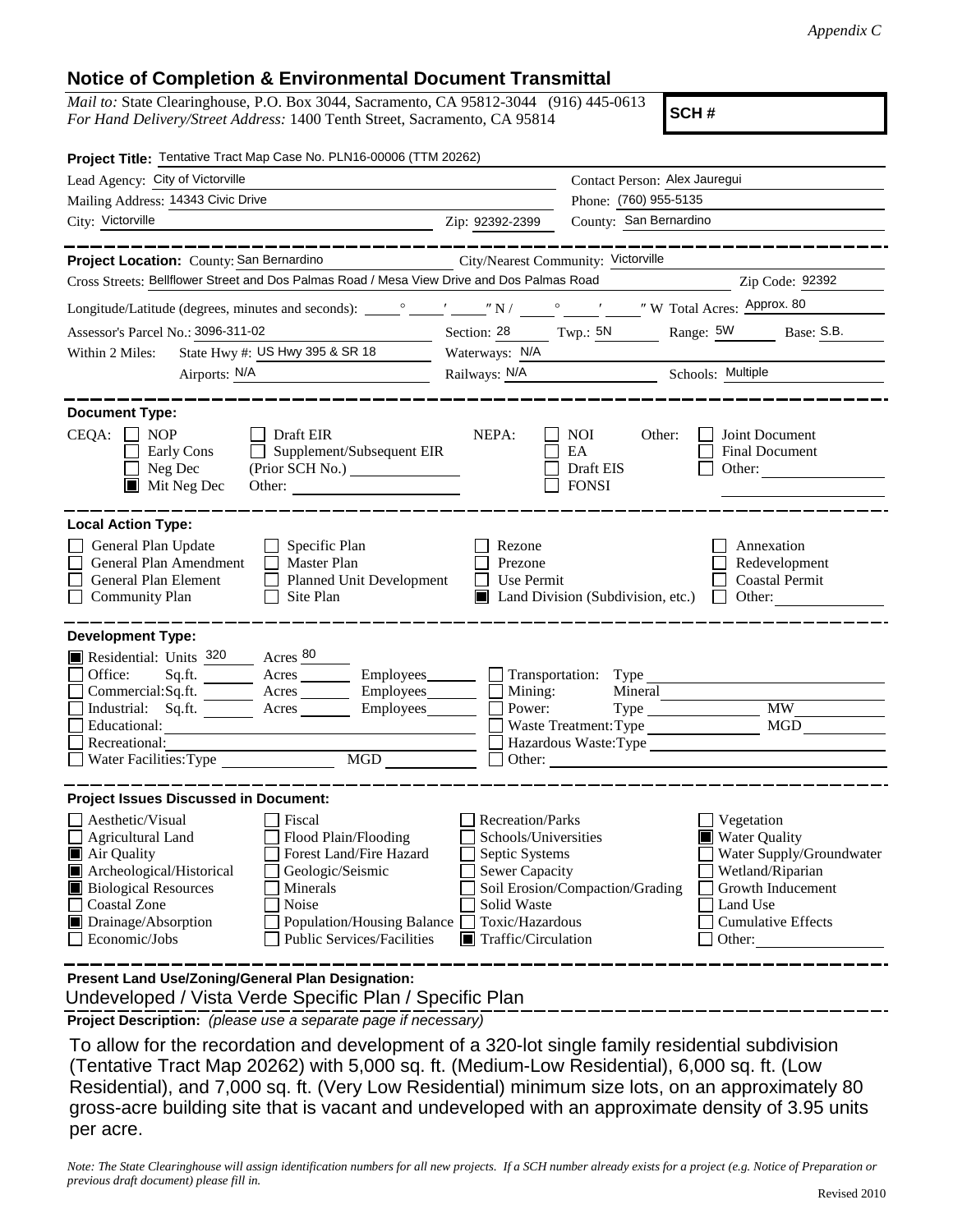*Appendix C*

## Notice of Completion & Environmental Document Transmittal

*Mail to:* State Clearinghouse, P.O. Box 3044, Sacramento, CA 95812-3044 (916) 445-0613
*For Hand Delivery/Street Address:* 1400 Tenth Street, Sacramento, CA 95814

**SCH #**

**Project Title:** Tentative Tract Map Case No. PLN16-00006 (TTM 20262)

Lead Agency: City of Victorville
Contact Person: Alex Jauregui
Mailing Address: 14343 Civic Drive
Phone: (760) 955-5135
City: Victorville
Zip: 92392-2399
County: San Bernardino

**Project Location:** County: San Bernardino
City/Nearest Community: Victorville
Cross Streets: Bellflower Street and Dos Palmas Road / Mesa View Drive and Dos Palmas Road
Zip Code: 92392
Longitude/Latitude (degrees, minutes and seconds): ____° ____′ ____″ N / ____° ____′ ____″ W Total Acres: Approx. 80
Assessor's Parcel No.: 3096-311-02
Section: 28 Twp.: 5N Range: 5W Base: S.B.
Within 2 Miles: State Hwy #: US Hwy 395 & SR 18
Waterways: N/A
Airports: N/A
Railways: N/A
Schools: Multiple

**Document Type:**

CEQA:
- [ ] NOP
- [ ] Early Cons
- [ ] Neg Dec
- [x] Mit Neg Dec
- [ ] Draft EIR
- [ ] Supplement/Subsequent EIR (Prior SCH No.) ____
- Other: ____

NEPA:
- [ ] NOI
- [ ] EA
- [ ] Draft EIS
- [ ] FONSI

Other:
- [ ] Joint Document
- [ ] Final Document
- [ ] Other: ____

**Local Action Type:**

- [ ] General Plan Update
- [ ] General Plan Amendment
- [ ] General Plan Element
- [ ] Community Plan
- [ ] Specific Plan
- [ ] Master Plan
- [ ] Planned Unit Development
- [ ] Site Plan
- [ ] Rezone
- [ ] Prezone
- [ ] Use Permit
- [x] Land Division (Subdivision, etc.)
- [ ] Annexation
- [ ] Redevelopment
- [ ] Coastal Permit
- [ ] Other: ____

**Development Type:**

- [x] Residential: Units 320 Acres 80
- [ ] Office: Sq.ft. ____ Acres ____ Employees ____
- [ ] Commercial: Sq.ft. ____ Acres ____ Employees ____
- [ ] Industrial: Sq.ft. ____ Acres ____ Employees ____
- [ ] Educational: ____
- [ ] Recreational: ____
- [ ] Water Facilities: Type ____ MGD ____
- [ ] Transportation: Type ____
- [ ] Mining: Mineral ____
- [ ] Power: Type ____ MW ____
- [ ] Waste Treatment: Type ____ MGD ____
- [ ] Hazardous Waste: Type ____
- [ ] Other: ____

**Project Issues Discussed in Document:**

- [ ] Aesthetic/Visual
- [ ] Agricultural Land
- [x] Air Quality
- [x] Archeological/Historical
- [x] Biological Resources
- [ ] Coastal Zone
- [x] Drainage/Absorption
- [ ] Economic/Jobs
- [ ] Fiscal
- [ ] Flood Plain/Flooding
- [ ] Forest Land/Fire Hazard
- [ ] Geologic/Seismic
- [ ] Minerals
- [ ] Noise
- [ ] Population/Housing Balance
- [ ] Public Services/Facilities
- [ ] Recreation/Parks
- [ ] Schools/Universities
- [ ] Septic Systems
- [ ] Sewer Capacity
- [ ] Soil Erosion/Compaction/Grading
- [ ] Solid Waste
- [ ] Toxic/Hazardous
- [x] Traffic/Circulation
- [ ] Vegetation
- [x] Water Quality
- [ ] Water Supply/Groundwater
- [ ] Wetland/Riparian
- [ ] Growth Inducement
- [ ] Land Use
- [ ] Cumulative Effects
- [ ] Other: ____

**Present Land Use/Zoning/General Plan Designation:**

Undeveloped / Vista Verde Specific Plan / Specific Plan

**Project Description:** *(please use a separate page if necessary)*

To allow for the recordation and development of a 320-lot single family residential subdivision (Tentative Tract Map 20262) with 5,000 sq. ft. (Medium-Low Residential), 6,000 sq. ft. (Low Residential), and 7,000 sq. ft. (Very Low Residential) minimum size lots, on an approximately 80 gross-acre building site that is vacant and undeveloped with an approximate density of 3.95 units per acre.

*Note: The State Clearinghouse will assign identification numbers for all new projects. If a SCH number already exists for a project (e.g. Notice of Preparation or previous draft document) please fill in.*

Revised 2010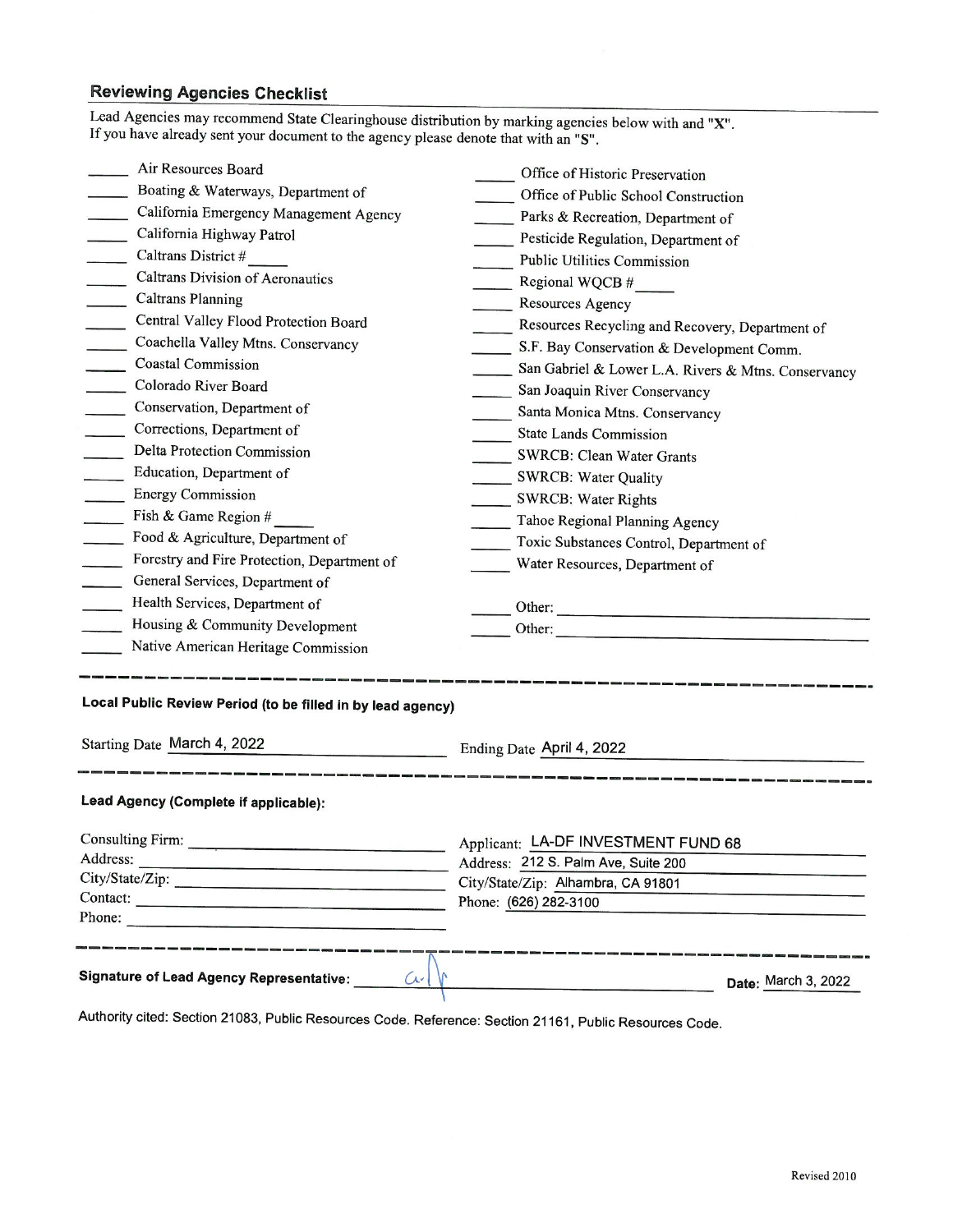## Reviewing Agencies Checklist

Lead Agencies may recommend State Clearinghouse distribution by marking agencies below with and "X".
If you have already sent your document to the agency please denote that with an "S".

- _____ Air Resources Board
- _____ Boating & Waterways, Department of
- _____ California Emergency Management Agency
- _____ California Highway Patrol
- _____ Caltrans District # _____
- _____ Caltrans Division of Aeronautics
- _____ Caltrans Planning
- _____ Central Valley Flood Protection Board
- _____ Coachella Valley Mtns. Conservancy
- _____ Coastal Commission
- _____ Colorado River Board
- _____ Conservation, Department of
- _____ Corrections, Department of
- _____ Delta Protection Commission
- _____ Education, Department of
- _____ Energy Commission
- _____ Fish & Game Region # _____
- _____ Food & Agriculture, Department of
- _____ Forestry and Fire Protection, Department of
- _____ General Services, Department of
- _____ Health Services, Department of
- _____ Housing & Community Development
- _____ Native American Heritage Commission
- _____ Office of Historic Preservation
- _____ Office of Public School Construction
- _____ Parks & Recreation, Department of
- _____ Pesticide Regulation, Department of
- _____ Public Utilities Commission
- _____ Regional WQCB # _____
- _____ Resources Agency
- _____ Resources Recycling and Recovery, Department of
- _____ S.F. Bay Conservation & Development Comm.
- _____ San Gabriel & Lower L.A. Rivers & Mtns. Conservancy
- _____ San Joaquin River Conservancy
- _____ Santa Monica Mtns. Conservancy
- _____ State Lands Commission
- _____ SWRCB: Clean Water Grants
- _____ SWRCB: Water Quality
- _____ SWRCB: Water Rights
- _____ Tahoe Regional Planning Agency
- _____ Toxic Substances Control, Department of
- _____ Water Resources, Department of
- _____ Other: _____________________
- _____ Other: _____________________

---

**Local Public Review Period (to be filled in by lead agency)**

Starting Date March 4, 2022

Ending Date April 4, 2022

---

**Lead Agency (Complete if applicable):**

Consulting Firm: _____________________
Address: _____________________
City/State/Zip: _____________________
Contact: _____________________
Phone: _____________________

Applicant: LA-DF INVESTMENT FUND 68
Address: 212 S. Palm Ave, Suite 200
City/State/Zip: Alhambra, CA 91801
Phone: (626) 282-3100

---

**Signature of Lead Agency Representative:** [signature]

**Date:** March 3, 2022

Authority cited: Section 21083, Public Resources Code. Reference: Section 21161, Public Resources Code.

Revised 2010